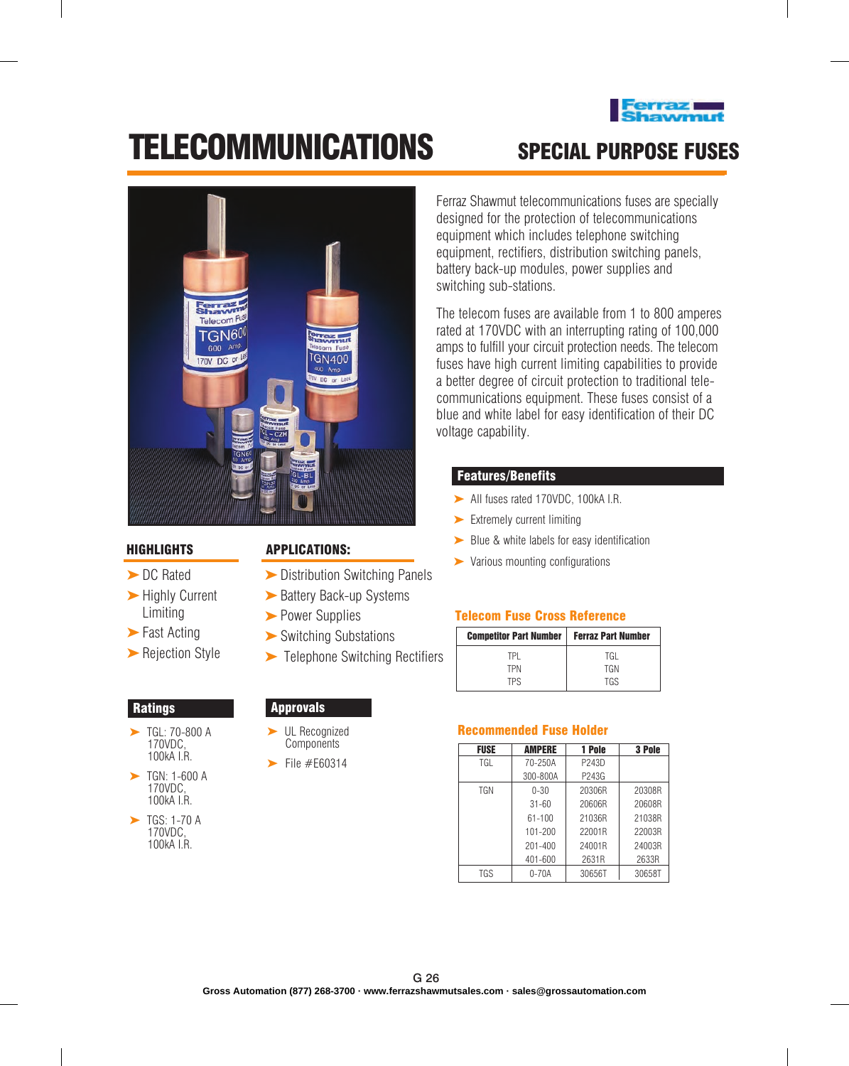Ferraz Shawmut

# TELECOMMUNICATIONS

## SPECIAL PURPOSE FUSES

Ferraz Shawmut telecommunications fuses are specially designed for the protection of telecommunications equipment which includes telephone switching equipment, rectifiers, distribution switching panels, battery back-up modules, power supplies and switching sub-stations.

The telecom fuses are available from 1 to 800 amperes rated at 170VDC with an interrupting rating of 100,000 amps to fulfill your circuit protection needs. The telecom fuses have high current limiting capabilities to provide a better degree of circuit protection to traditional telecommunications equipment. These fuses consist of a blue and white label for easy identification of their DC voltage capability.

### HIGHLIGHTS

- DC Rated
- Highly Current Limiting
- Fast Acting
- Rejection Style

### APPLICATIONS:

- Distribution Switching Panels
- Battery Back-up Systems
- Power Supplies
- Switching Substations
- Telephone Switching Rectifiers

### Features/Benefits

- All fuses rated 170VDC, 100kA I.R.
- Extremely current limiting
- Blue & white labels for easy identification
- Various mounting configurations

### Ratings

- TGL: 70-800 A 170VDC, 100kA I.R.
- TGN: 1-600 A 170VDC, 100kA I.R.
- TGS: 1-70 A 170VDC, 100kA I.R.

### Approvals

- UL Recognized Components
- File #E60314

### Telecom Fuse Cross Reference

| Competitor Part Number | Ferraz Part Number |
|---|---|
| TPL | TGL |
| TPN | TGN |
| TPS | TGS |

### Recommended Fuse Holder

| FUSE | AMPERE | 1 Pole | 3 Pole |
|---|---|---|---|
| TGL | 70-250A | P243D | |
| | 300-800A | P243G | |
| TGN | 0-30 | 20306R | 20308R |
| | 31-60 | 20606R | 20608R |
| | 61-100 | 21036R | 21038R |
| | 101-200 | 22001R | 22003R |
| | 201-400 | 24001R | 24003R |
| | 401-600 | 2631R | 2633R |
| TGS | 0-70A | 30656T | 30658T |

Gross Automation (877) 268-3700 · www.ferrazshawmutsales.com · sales@grossautomation.com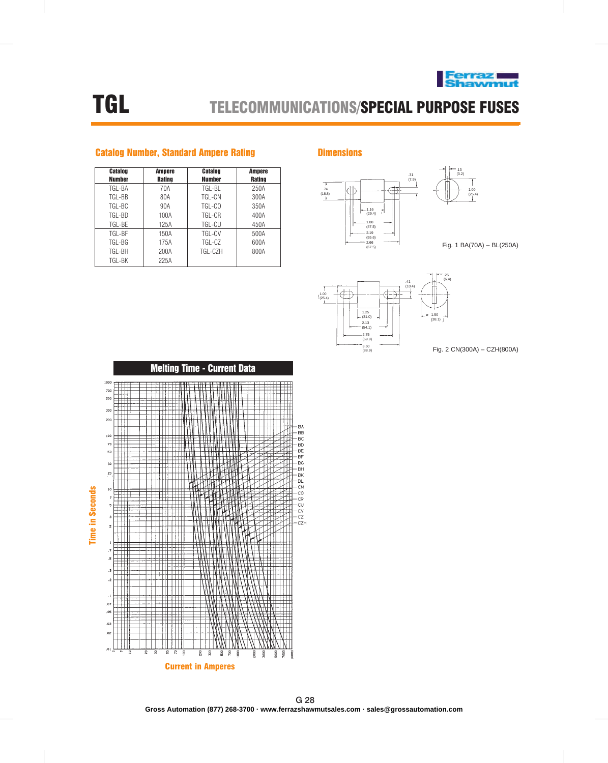# TGL

## TELECOMMUNICATIONS/SPECIAL PURPOSE FUSES

### Catalog Number, Standard Ampere Rating

| Catalog Number | Ampere Rating | Catalog Number | Ampere Rating |
|---|---|---|---|
| TGL-BA | 70A | TGL-BL | 250A |
| TGL-BB | 80A | TGL-CN | 300A |
| TGL-BC | 90A | TGL-CO | 350A |
| TGL-BD | 100A | TGL-CR | 400A |
| TGL-BE | 125A | TGL-CU | 450A |
| TGL-BF | 150A | TGL-CV | 500A |
| TGL-BG | 175A | TGL-CZ | 600A |
| TGL-BH | 200A | TGL-CZH | 800A |
| TGL-BK | 225A | | |

### Dimensions

.31 (7.9)
.13 (3.2)
.74 (18.8)
1.00 (25.4)
1.16 (29.4)
1.88 (47.5)
2.19 (55.6)
2.66 (67.5)

Fig. 1 BA(70A) – BL(250A)

.41 (10.4)
.25 (6.4)
1.00 (25.4)
1.50 (38.1)
1.25 (31.0)
2.13 (54.1)
2.75 (69.9)
3.50 (88.9)

Fig. 2 CN(300A) – CZH(800A)

### Melting Time - Current Data

Time in Seconds

1000, 700, 500, 300, 200, 100, 70, 50, 30, 20, 10, 7, 5, 3, 2, 1, .7, .5, .3, .2, .1, .07, .05, .03, .02, .01

BA, BB, BC, BD, BE, BF, BG, BH, BK, BL, CN, CO, CR, CU, CV, CZ, CZH

5, 7, 10, 20, 30, 50, 70, 100, 200, 300, 500, 700, 1000, 2000, 3000, 5000, 7000, 10000

Current in Amperes